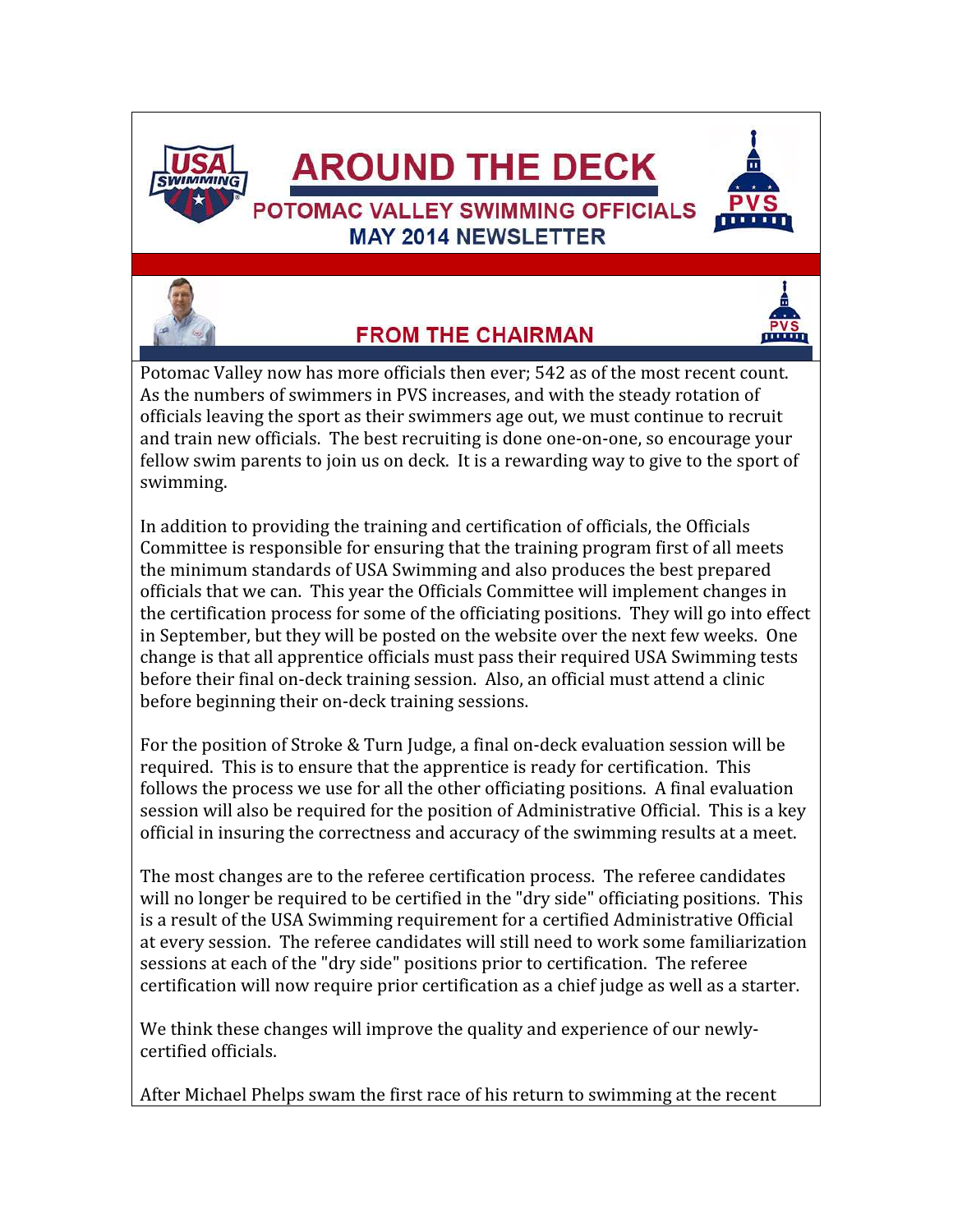# AROUND THE DECK

## POTOMAC VALLEY SWIMMING OFFICIALS

### MAY 2014 NEWSLETTER

## FROM THE CHAIRMAN

Potomac Valley now has more officials then ever; 542 as of the most recent count. As the numbers of swimmers in PVS increases, and with the steady rotation of officials leaving the sport as their swimmers age out, we must continue to recruit and train new officials. The best recruiting is done one-on-one, so encourage your fellow swim parents to join us on deck. It is a rewarding way to give to the sport of swimming.

In addition to providing the training and certification of officials, the Officials Committee is responsible for ensuring that the training program first of all meets the minimum standards of USA Swimming and also produces the best prepared officials that we can. This year the Officials Committee will implement changes in the certification process for some of the officiating positions. They will go into effect in September, but they will be posted on the website over the next few weeks. One change is that all apprentice officials must pass their required USA Swimming tests before their final on-deck training session. Also, an official must attend a clinic before beginning their on-deck training sessions.

For the position of Stroke & Turn Judge, a final on-deck evaluation session will be required. This is to ensure that the apprentice is ready for certification. This follows the process we use for all the other officiating positions. A final evaluation session will also be required for the position of Administrative Official. This is a key official in insuring the correctness and accuracy of the swimming results at a meet.

The most changes are to the referee certification process. The referee candidates will no longer be required to be certified in the "dry side" officiating positions. This is a result of the USA Swimming requirement for a certified Administrative Official at every session. The referee candidates will still need to work some familiarization sessions at each of the "dry side" positions prior to certification. The referee certification will now require prior certification as a chief judge as well as a starter.

We think these changes will improve the quality and experience of our newly-certified officials.

After Michael Phelps swam the first race of his return to swimming at the recent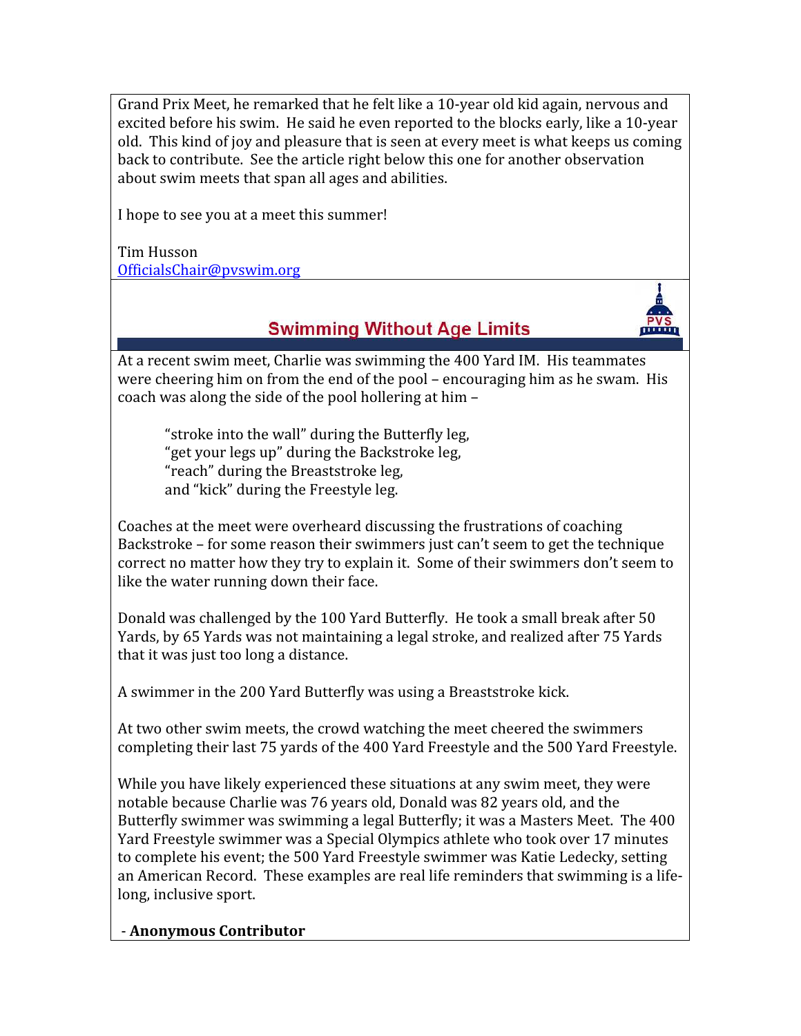Grand Prix Meet, he remarked that he felt like a 10-year old kid again, nervous and excited before his swim. He said he even reported to the blocks early, like a 10-year old. This kind of joy and pleasure that is seen at every meet is what keeps us coming back to contribute. See the article right below this one for another observation about swim meets that span all ages and abilities.

I hope to see you at a meet this summer!

Tim Husson
OfficialsChair@pvswim.org

## Swimming Without Age Limits

At a recent swim meet, Charlie was swimming the 400 Yard IM. His teammates were cheering him on from the end of the pool – encouraging him as he swam. His coach was along the side of the pool hollering at him –

> "stroke into the wall" during the Butterfly leg,
> "get your legs up" during the Backstroke leg,
> "reach" during the Breaststroke leg,
> and "kick" during the Freestyle leg.

Coaches at the meet were overheard discussing the frustrations of coaching Backstroke – for some reason their swimmers just can't seem to get the technique correct no matter how they try to explain it. Some of their swimmers don't seem to like the water running down their face.

Donald was challenged by the 100 Yard Butterfly. He took a small break after 50 Yards, by 65 Yards was not maintaining a legal stroke, and realized after 75 Yards that it was just too long a distance.

A swimmer in the 200 Yard Butterfly was using a Breaststroke kick.

At two other swim meets, the crowd watching the meet cheered the swimmers completing their last 75 yards of the 400 Yard Freestyle and the 500 Yard Freestyle.

While you have likely experienced these situations at any swim meet, they were notable because Charlie was 76 years old, Donald was 82 years old, and the Butterfly swimmer was swimming a legal Butterfly; it was a Masters Meet. The 400 Yard Freestyle swimmer was a Special Olympics athlete who took over 17 minutes to complete his event; the 500 Yard Freestyle swimmer was Katie Ledecky, setting an American Record. These examples are real life reminders that swimming is a life-long, inclusive sport.

- **Anonymous Contributor**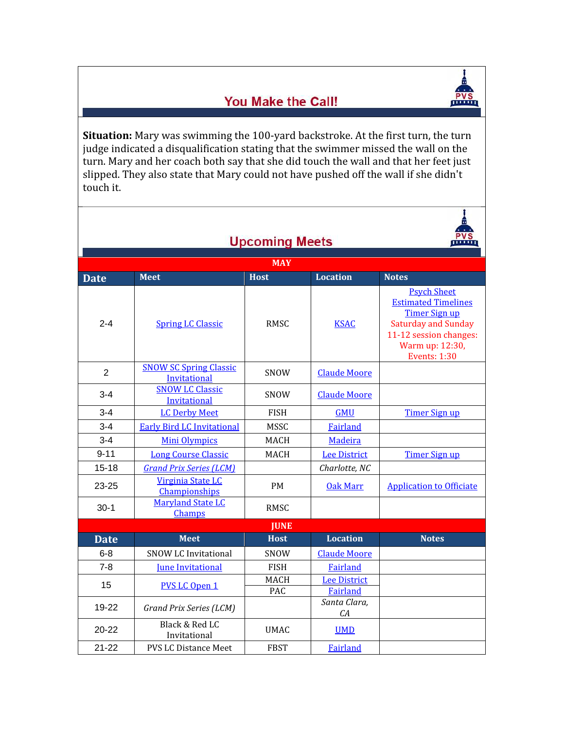## You Make the Call!

**Situation:** Mary was swimming the 100-yard backstroke. At the first turn, the turn judge indicated a disqualification stating that the swimmer missed the wall on the turn. Mary and her coach both say that she did touch the wall and that her feet just slipped. They also state that Mary could not have pushed off the wall if she didn't touch it.

## Upcoming Meets

| MAY | | | | |
|---|---|---|---|---|
| **Date** | **Meet** | **Host** | **Location** | **Notes** |
| 2-4 | Spring LC Classic | RMSC | KSAC | Psych Sheet<br>Estimated Timelines<br>Timer Sign up<br>Saturday and Sunday 11-12 session changes: Warm up: 12:30, Events: 1:30 |
| 2 | SNOW SC Spring Classic Invitational | SNOW | Claude Moore | |
| 3-4 | SNOW LC Classic Invitational | SNOW | Claude Moore | |
| 3-4 | LC Derby Meet | FISH | GMU | Timer Sign up |
| 3-4 | Early Bird LC Invitational | MSSC | Fairland | |
| 3-4 | Mini Olympics | MACH | Madeira | |
| 9-11 | Long Course Classic | MACH | Lee District | Timer Sign up |
| 15-18 | *Grand Prix Series (LCM)* | | *Charlotte, NC* | |
| 23-25 | Virginia State LC Championships | PM | Oak Marr | Application to Officiate |
| 30-1 | Maryland State LC Champs | RMSC | | |
| **JUNE** | | | | |
| **Date** | **Meet** | **Host** | **Location** | **Notes** |
| 6-8 | SNOW LC Invitational | SNOW | Claude Moore | |
| 7-8 | June Invitational | FISH | Fairland | |
| 15 | PVS LC Open 1 | MACH<br>PAC | Lee District<br>Fairland | |
| 19-22 | *Grand Prix Series (LCM)* | | *Santa Clara, CA* | |
| 20-22 | Black & Red LC Invitational | UMAC | UMD | |
| 21-22 | PVS LC Distance Meet | FBST | Fairland | |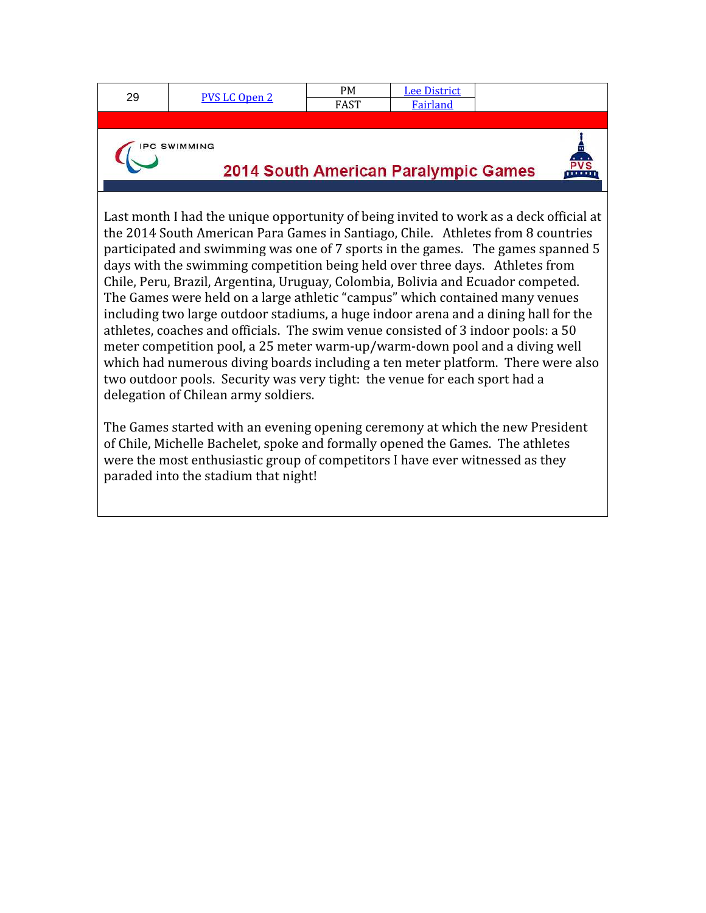| 29 | PVS LC Open 2 | PM | Lee District | |
|---|---|---|---|---|
| | | FAST | Fairland | |

IPC SWIMMING

## 2014 South American Paralympic Games

PVS

Last month I had the unique opportunity of being invited to work as a deck official at the 2014 South American Para Games in Santiago, Chile. Athletes from 8 countries participated and swimming was one of 7 sports in the games. The games spanned 5 days with the swimming competition being held over three days. Athletes from Chile, Peru, Brazil, Argentina, Uruguay, Colombia, Bolivia and Ecuador competed. The Games were held on a large athletic "campus" which contained many venues including two large outdoor stadiums, a huge indoor arena and a dining hall for the athletes, coaches and officials. The swim venue consisted of 3 indoor pools: a 50 meter competition pool, a 25 meter warm-up/warm-down pool and a diving well which had numerous diving boards including a ten meter platform. There were also two outdoor pools. Security was very tight: the venue for each sport had a delegation of Chilean army soldiers.

The Games started with an evening opening ceremony at which the new President of Chile, Michelle Bachelet, spoke and formally opened the Games. The athletes were the most enthusiastic group of competitors I have ever witnessed as they paraded into the stadium that night!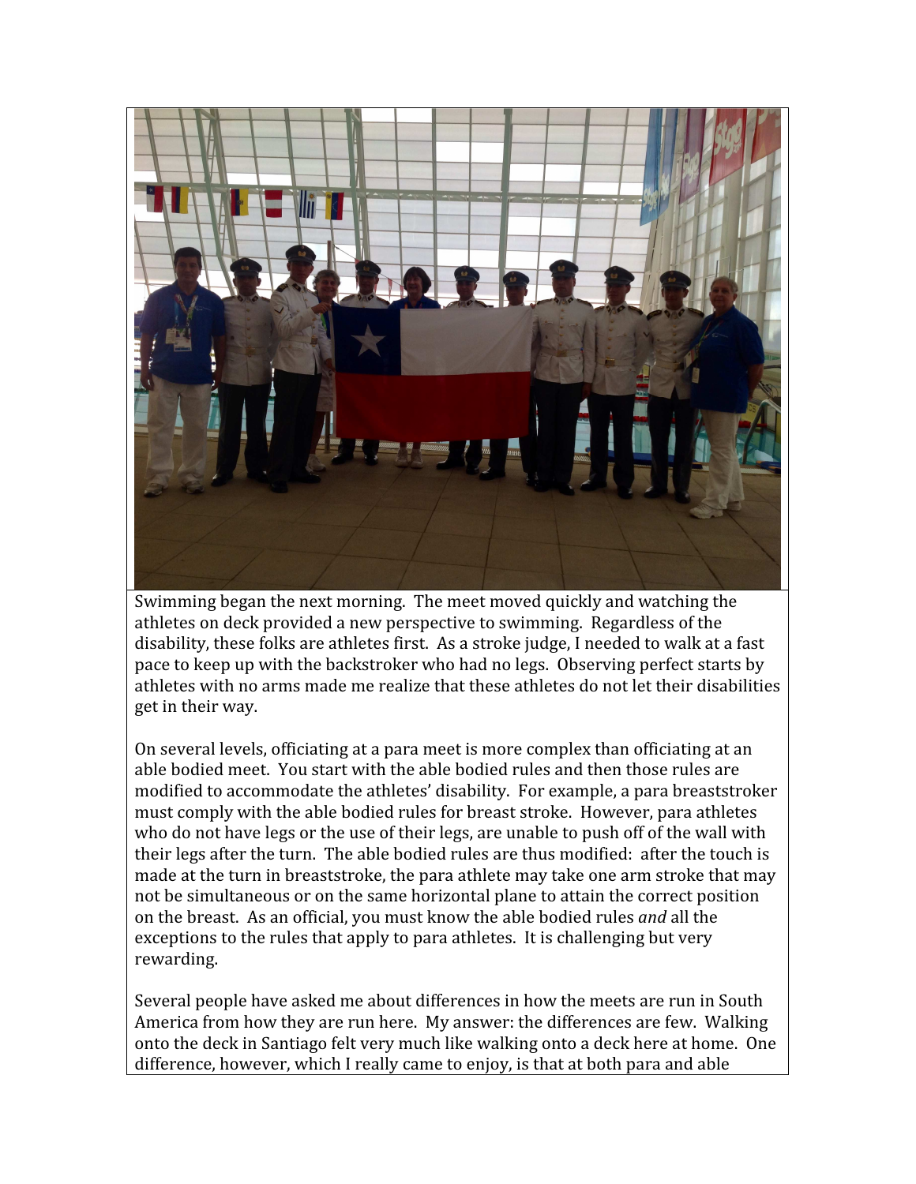Swimming began the next morning. The meet moved quickly and watching the athletes on deck provided a new perspective to swimming. Regardless of the disability, these folks are athletes first. As a stroke judge, I needed to walk at a fast pace to keep up with the backstroker who had no legs. Observing perfect starts by athletes with no arms made me realize that these athletes do not let their disabilities get in their way.

On several levels, officiating at a para meet is more complex than officiating at an able bodied meet. You start with the able bodied rules and then those rules are modified to accommodate the athletes' disability. For example, a para breaststroker must comply with the able bodied rules for breast stroke. However, para athletes who do not have legs or the use of their legs, are unable to push off of the wall with their legs after the turn. The able bodied rules are thus modified: after the touch is made at the turn in breaststroke, the para athlete may take one arm stroke that may not be simultaneous or on the same horizontal plane to attain the correct position on the breast. As an official, you must know the able bodied rules *and* all the exceptions to the rules that apply to para athletes. It is challenging but very rewarding.

Several people have asked me about differences in how the meets are run in South America from how they are run here. My answer: the differences are few. Walking onto the deck in Santiago felt very much like walking onto a deck here at home. One difference, however, which I really came to enjoy, is that at both para and able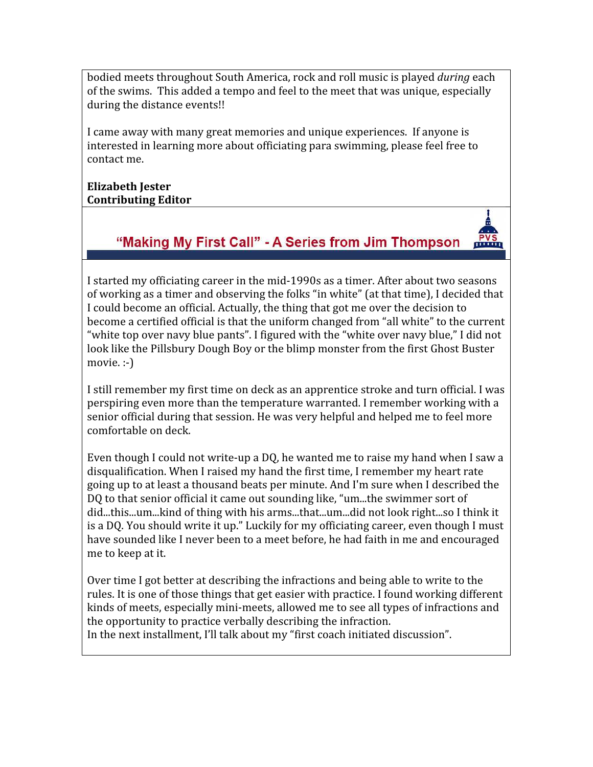bodied meets throughout South America, rock and roll music is played *during* each of the swims. This added a tempo and feel to the meet that was unique, especially during the distance events!!

I came away with many great memories and unique experiences. If anyone is interested in learning more about officiating para swimming, please feel free to contact me.

**Elizabeth Jester**
**Contributing Editor**

## "Making My First Call" - A Series from Jim Thompson

I started my officiating career in the mid-1990s as a timer. After about two seasons of working as a timer and observing the folks "in white" (at that time), I decided that I could become an official. Actually, the thing that got me over the decision to become a certified official is that the uniform changed from "all white" to the current "white top over navy blue pants". I figured with the "white over navy blue," I did not look like the Pillsbury Dough Boy or the blimp monster from the first Ghost Buster movie. :-)

I still remember my first time on deck as an apprentice stroke and turn official. I was perspiring even more than the temperature warranted. I remember working with a senior official during that session. He was very helpful and helped me to feel more comfortable on deck.

Even though I could not write-up a DQ, he wanted me to raise my hand when I saw a disqualification. When I raised my hand the first time, I remember my heart rate going up to at least a thousand beats per minute. And I'm sure when I described the DQ to that senior official it came out sounding like, "um...the swimmer sort of did...this...um...kind of thing with his arms...that...um...did not look right...so I think it is a DQ. You should write it up." Luckily for my officiating career, even though I must have sounded like I never been to a meet before, he had faith in me and encouraged me to keep at it.

Over time I got better at describing the infractions and being able to write to the rules. It is one of those things that get easier with practice. I found working different kinds of meets, especially mini-meets, allowed me to see all types of infractions and the opportunity to practice verbally describing the infraction.
In the next installment, I'll talk about my "first coach initiated discussion".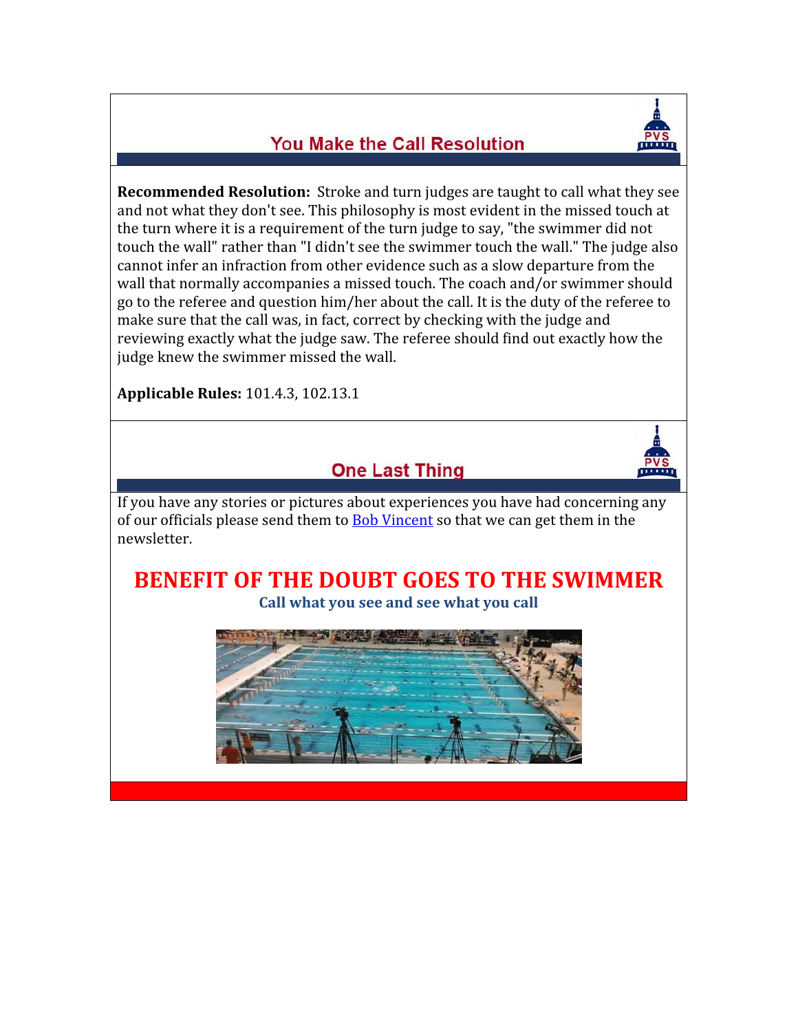## You Make the Call Resolution

**Recommended Resolution:** Stroke and turn judges are taught to call what they see and not what they don't see. This philosophy is most evident in the missed touch at the turn where it is a requirement of the turn judge to say, "the swimmer did not touch the wall" rather than "I didn't see the swimmer touch the wall." The judge also cannot infer an infraction from other evidence such as a slow departure from the wall that normally accompanies a missed touch. The coach and/or swimmer should go to the referee and question him/her about the call. It is the duty of the referee to make sure that the call was, in fact, correct by checking with the judge and reviewing exactly what the judge saw. The referee should find out exactly how the judge knew the swimmer missed the wall.

**Applicable Rules:** 101.4.3, 102.13.1

## One Last Thing

If you have any stories or pictures about experiences you have had concerning any of our officials please send them to Bob Vincent so that we can get them in the newsletter.

# BENEFIT OF THE DOUBT GOES TO THE SWIMMER

**Call what you see and see what you call**